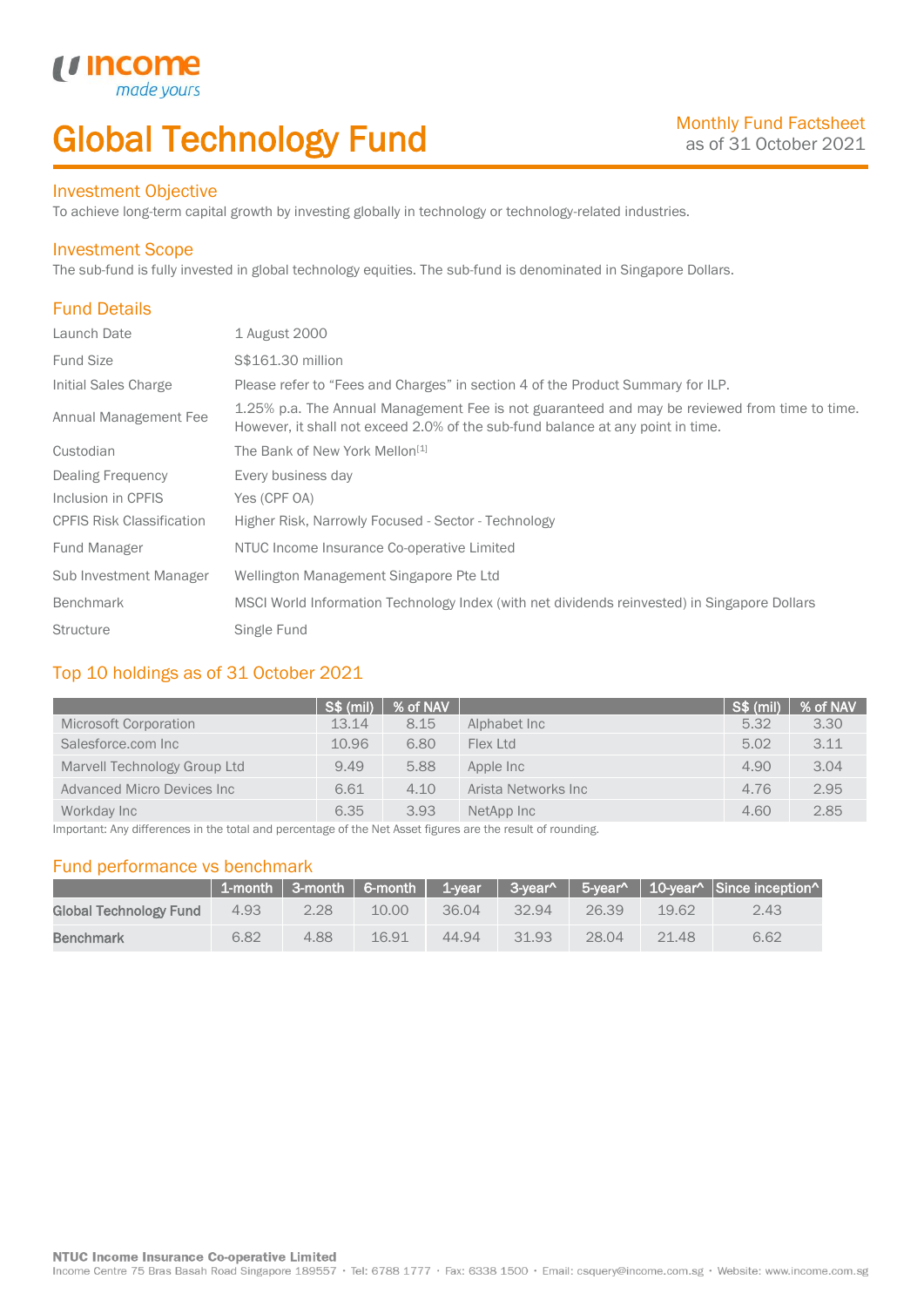# Global Technology Fund

Monthly Fund Factsheet
as of 31 October 2021

## Investment Objective

To achieve long-term capital growth by investing globally in technology or technology-related industries.

## Investment Scope

The sub-fund is fully invested in global technology equities. The sub-fund is denominated in Singapore Dollars.

## Fund Details

| | |
|---|---|
| Launch Date | 1 August 2000 |
| Fund Size | S$161.30 million |
| Initial Sales Charge | Please refer to "Fees and Charges" in section 4 of the Product Summary for ILP. |
| Annual Management Fee | 1.25% p.a. The Annual Management Fee is not guaranteed and may be reviewed from time to time. However, it shall not exceed 2.0% of the sub-fund balance at any point in time. |
| Custodian | The Bank of New York Mellon[1] |
| Dealing Frequency | Every business day |
| Inclusion in CPFIS | Yes (CPF OA) |
| CPFIS Risk Classification | Higher Risk, Narrowly Focused - Sector - Technology |
| Fund Manager | NTUC Income Insurance Co-operative Limited |
| Sub Investment Manager | Wellington Management Singapore Pte Ltd |
| Benchmark | MSCI World Information Technology Index (with net dividends reinvested) in Singapore Dollars |
| Structure | Single Fund |

## Top 10 holdings as of 31 October 2021

| | S$ (mil) | % of NAV | | S$ (mil) | % of NAV |
|---|---|---|---|---|---|
| Microsoft Corporation | 13.14 | 8.15 | Alphabet Inc | 5.32 | 3.30 |
| Salesforce.com Inc | 10.96 | 6.80 | Flex Ltd | 5.02 | 3.11 |
| Marvell Technology Group Ltd | 9.49 | 5.88 | Apple Inc | 4.90 | 3.04 |
| Advanced Micro Devices Inc | 6.61 | 4.10 | Arista Networks Inc | 4.76 | 2.95 |
| Workday Inc | 6.35 | 3.93 | NetApp Inc | 4.60 | 2.85 |

Important: Any differences in the total and percentage of the Net Asset figures are the result of rounding.

## Fund performance vs benchmark

| | 1-month | 3-month | 6-month | 1-year | 3-year^ | 5-year^ | 10-year^ | Since inception^ |
|---|---|---|---|---|---|---|---|---|
| **Global Technology Fund** | 4.93 | 2.28 | 10.00 | 36.04 | 32.94 | 26.39 | 19.62 | 2.43 |
| **Benchmark** | 6.82 | 4.88 | 16.91 | 44.94 | 31.93 | 28.04 | 21.48 | 6.62 |

**NTUC Income Insurance Co-operative Limited**
Income Centre 75 Bras Basah Road Singapore 189557 • Tel: 6788 1777 • Fax: 6338 1500 • Email: csquery@income.com.sg • Website: www.income.com.sg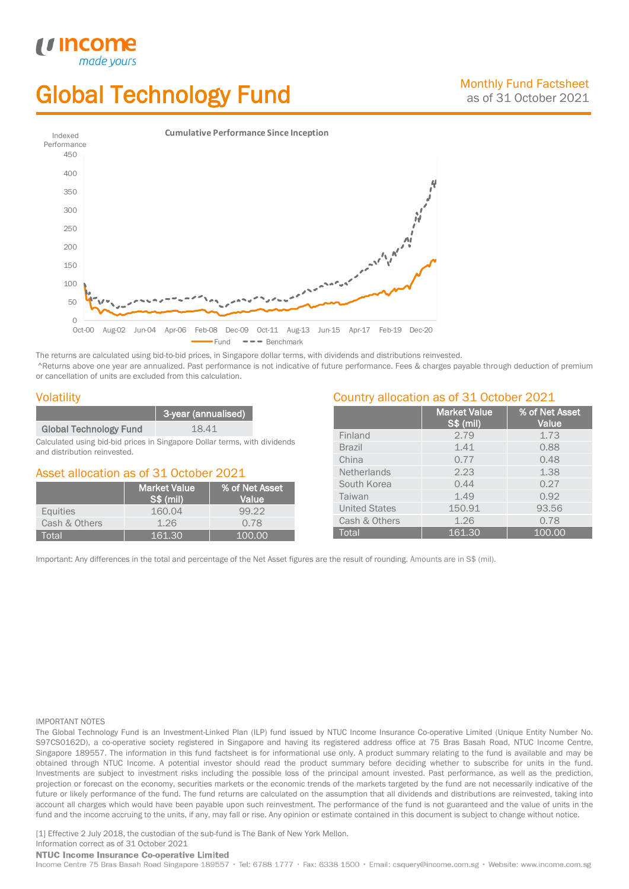# Global Technology Fund

Monthly Fund Factsheet
as of 31 October 2021

Cumulative Performance Since Inception

Indexed Performance

450
400
350
300
250
200
150
100
50
0

Oct-00 Aug-02 Jun-04 Apr-06 Feb-08 Dec-09 Oct-11 Aug-13 Jun-15 Apr-17 Feb-19 Dec-20

Fund Benchmark

The returns are calculated using bid-to-bid prices, in Singapore dollar terms, with dividends and distributions reinvested.
^Returns above one year are annualized. Past performance is not indicative of future performance. Fees & charges payable through deduction of premium or cancellation of units are excluded from this calculation.

## Volatility

| | 3-year (annualised) |
|---|---|
| **Global Technology Fund** | 18.41 |

Calculated using bid-bid prices in Singapore Dollar terms, with dividends and distribution reinvested.

## Asset allocation as of 31 October 2021

| | Market Value S$ (mil) | % of Net Asset Value |
|---|---|---|
| Equities | 160.04 | 99.22 |
| Cash & Others | 1.26 | 0.78 |
| Total | 161.30 | 100.00 |

## Country allocation as of 31 October 2021

| | Market Value S$ (mil) | % of Net Asset Value |
|---|---|---|
| Finland | 2.79 | 1.73 |
| Brazil | 1.41 | 0.88 |
| China | 0.77 | 0.48 |
| Netherlands | 2.23 | 1.38 |
| South Korea | 0.44 | 0.27 |
| Taiwan | 1.49 | 0.92 |
| United States | 150.91 | 93.56 |
| Cash & Others | 1.26 | 0.78 |
| Total | 161.30 | 100.00 |

Important: Any differences in the total and percentage of the Net Asset figures are the result of rounding. Amounts are in S$ (mil).

IMPORTANT NOTES

The Global Technology Fund is an Investment-Linked Plan (ILP) fund issued by NTUC Income Insurance Co-operative Limited (Unique Entity Number No. S97CS0162D), a co-operative society registered in Singapore and having its registered address office at 75 Bras Basah Road, NTUC Income Centre, Singapore 189557. The information in this fund factsheet is for informational use only. A product summary relating to the fund is available and may be obtained through NTUC Income. A potential investor should read the product summary before deciding whether to subscribe for units in the fund. Investments are subject to investment risks including the possible loss of the principal amount invested. Past performance, as well as the prediction, projection or forecast on the economy, securities markets or the economic trends of the markets targeted by the fund are not necessarily indicative of the future or likely performance of the fund. The fund returns are calculated on the assumption that all dividends and distributions are reinvested, taking into account all charges which would have been payable upon such reinvestment. The performance of the fund is not guaranteed and the value of units in the fund and the income accruing to the units, if any, may fall or rise. Any opinion or estimate contained in this document is subject to change without notice.

[1] Effective 2 July 2018, the custodian of the sub-fund is The Bank of New York Mellon.
Information correct as of 31 October 2021

**NTUC Income Insurance Co-operative Limited**
Income Centre 75 Bras Basah Road Singapore 189557 · Tel: 6788 1777 · Fax: 6338 1500 · Email: csquery@income.com.sg · Website: www.income.com.sg